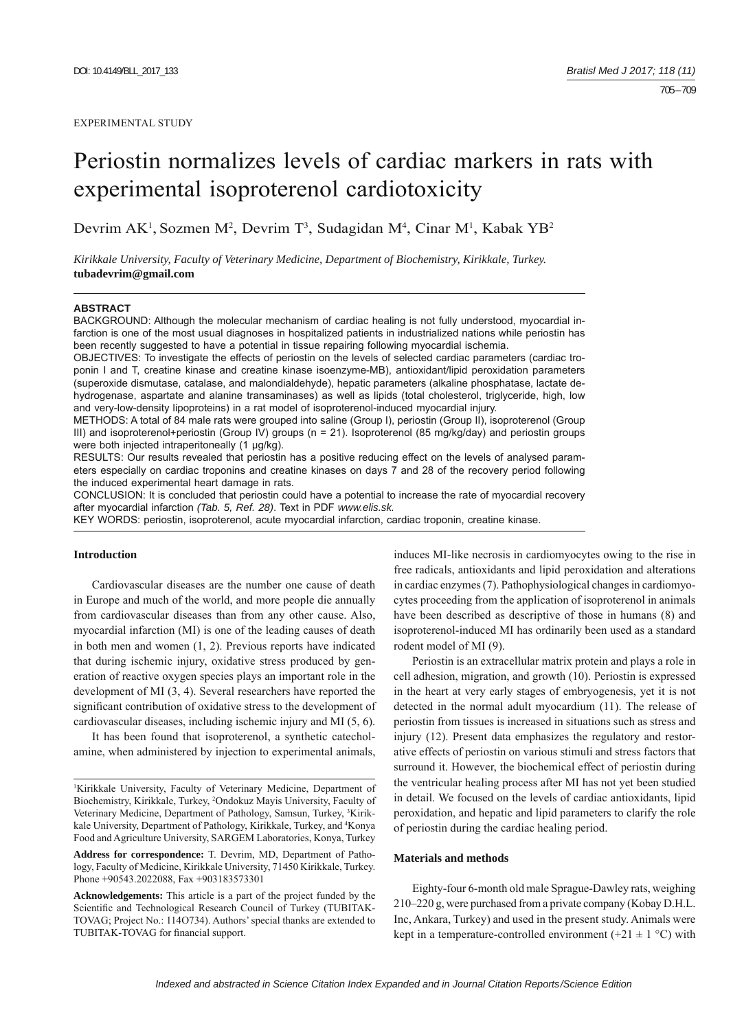EXPERIMENTAL STUDY

# Periostin normalizes levels of cardiac markers in rats with experimental isoproterenol cardiotoxicity

Devrim AK[1], Sozmen M[2], Devrim T[3], Sudagidan M[4], Cinar M[1], Kabak YB[2]

*Kirikkale University, Faculty of Veterinary Medicine, Department of Biochemistry, Kirikkale, Turkey.*
**tubadevrim@gmail.com**

**ABSTRACT**

BACKGROUND: Although the molecular mechanism of cardiac healing is not fully understood, myocardial infarction is one of the most usual diagnoses in hospitalized patients in industrialized nations while periostin has been recently suggested to have a potential in tissue repairing following myocardial ischemia.

OBJECTIVES: To investigate the effects of periostin on the levels of selected cardiac parameters (cardiac troponin I and T, creatine kinase and creatine kinase isoenzyme-MB), antioxidant/lipid peroxidation parameters (superoxide dismutase, catalase, and malondialdehyde), hepatic parameters (alkaline phosphatase, lactate dehydrogenase, aspartate and alanine transaminases) as well as lipids (total cholesterol, triglyceride, high, low and very-low-density lipoproteins) in a rat model of isoproterenol-induced myocardial injury.

METHODS: A total of 84 male rats were grouped into saline (Group I), periostin (Group II), isoproterenol (Group III) and isoproterenol+periostin (Group IV) groups (n = 21). Isoproterenol (85 mg/kg/day) and periostin groups were both injected intraperitoneally (1 μg/kg).

RESULTS: Our results revealed that periostin has a positive reducing effect on the levels of analysed parameters especially on cardiac troponins and creatine kinases on days 7 and 28 of the recovery period following the induced experimental heart damage in rats.

CONCLUSION: It is concluded that periostin could have a potential to increase the rate of myocardial recovery after myocardial infarction *(Tab. 5, Ref. 28)*. Text in PDF *www.elis.sk.*

KEY WORDS: periostin, isoproterenol, acute myocardial infarction, cardiac troponin, creatine kinase.

## Introduction

Cardiovascular diseases are the number one cause of death in Europe and much of the world, and more people die annually from cardiovascular diseases than from any other cause. Also, myocardial infarction (MI) is one of the leading causes of death in both men and women (1, 2). Previous reports have indicated that during ischemic injury, oxidative stress produced by generation of reactive oxygen species plays an important role in the development of MI (3, 4). Several researchers have reported the significant contribution of oxidative stress to the development of cardiovascular diseases, including ischemic injury and MI (5, 6).

It has been found that isoproterenol, a synthetic catecholamine, when administered by injection to experimental animals, induces MI-like necrosis in cardiomyocytes owing to the rise in free radicals, antioxidants and lipid peroxidation and alterations in cardiac enzymes (7). Pathophysiological changes in cardiomyocytes proceeding from the application of isoproterenol in animals have been described as descriptive of those in humans (8) and isoproterenol-induced MI has ordinarily been used as a standard rodent model of MI (9).

Periostin is an extracellular matrix protein and plays a role in cell adhesion, migration, and growth (10). Periostin is expressed in the heart at very early stages of embryogenesis, yet it is not detected in the normal adult myocardium (11). The release of periostin from tissues is increased in situations such as stress and injury (12). Present data emphasizes the regulatory and restorative effects of periostin on various stimuli and stress factors that surround it. However, the biochemical effect of periostin during the ventricular healing process after MI has not yet been studied in detail. We focused on the levels of cardiac antioxidants, lipid peroxidation, and hepatic and lipid parameters to clarify the role of periostin during the cardiac healing period.

## Materials and methods

Eighty-four 6-month old male Sprague-Dawley rats, weighing 210–220 g, were purchased from a private company (Kobay D.H.L. Inc, Ankara, Turkey) and used in the present study. Animals were kept in a temperature-controlled environment (+21 ± 1 °C) with

---

[1]Kirikkale University, Faculty of Veterinary Medicine, Department of Biochemistry, Kirikkale, Turkey, [2]Ondokuz Mayis University, Faculty of Veterinary Medicine, Department of Pathology, Samsun, Turkey, [3]Kirikkale University, Department of Pathology, Kirikkale, Turkey, and [4]Konya Food and Agriculture University, SARGEM Laboratories, Konya, Turkey

**Address for correspondence:** T. Devrim, MD, Department of Pathology, Faculty of Medicine, Kirikkale University, 71450 Kirikkale, Turkey. Phone +90543.2022088, Fax +903183573301

**Acknowledgements:** This article is a part of the project funded by the Scientific and Technological Research Council of Turkey (TUBITAK-TOVAG; Project No.: 114O734). Authors' special thanks are extended to TUBITAK-TOVAG for financial support.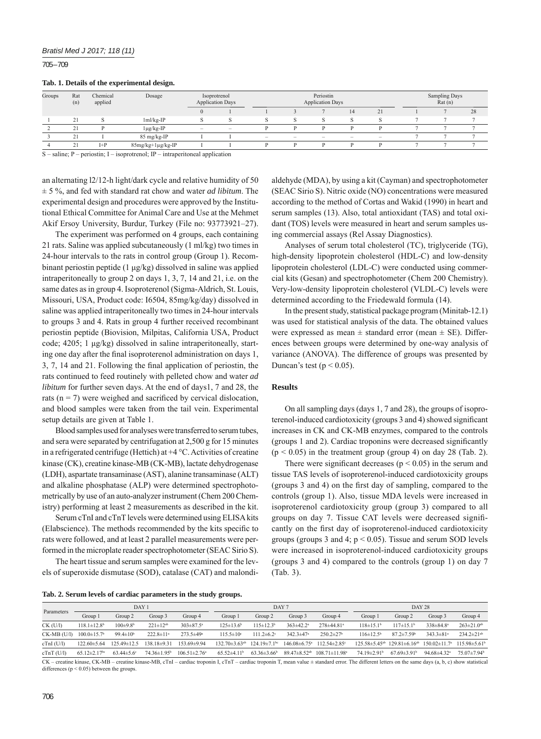**Tab. 1. Details of the experimental design.**

| Groups | Rat (n) | Chemical applied | Dosage | Isoprotrenol Application Days | | Periostin Application Days | | | | | Sampling Days Rat (n) | | |
|---|---|---|---|---|---|---|---|---|---|---|---|---|---|
| | | | | 0 | 1 | 1 | 3 | 7 | 14 | 21 | 1 | 7 | 28 |
| 1 | 21 | S | 1ml/kg-IP | S | S | S | S | S | S | S | 7 | 7 | 7 |
| 2 | 21 | P | 1μg/kg-IP | – | – | P | P | P | P | P | 7 | 7 | 7 |
| 3 | 21 | I | 85 mg/kg-IP | I | I | – | – | – | – | – | 7 | 7 | 7 |
| 4 | 21 | I+P | 85mg/kg+1μg/kg-IP | I | I | P | P | P | P | P | 7 | 7 | 7 |

S – saline; P – periostin; I – isoprotrenol; IP – intraperitoneal application

an alternating l2/12-h light/dark cycle and relative humidity of 50 ± 5 %, and fed with standard rat chow and water *ad libitum*. The experimental design and procedures were approved by the Institutional Ethical Committee for Animal Care and Use at the Mehmet Akif Ersoy University, Burdur, Turkey (File no: 93773921–27).

The experiment was performed on 4 groups, each containing 21 rats. Saline was applied subcutaneously (1 ml/kg) two times in 24-hour intervals to the rats in control group (Group 1). Recombinant periostin peptide (1 μg/kg) dissolved in saline was applied intraperitoneally to group 2 on days 1, 3, 7, 14 and 21, i.e. on the same dates as in group 4. Isoproterenol (Sigma-Aldrich, St. Louis, Missouri, USA, Product code: I6504, 85mg/kg/day) dissolved in saline was applied intraperitoneally two times in 24-hour intervals to groups 3 and 4. Rats in group 4 further received recombinant periostin peptide (Biovision, Milpitas, California USA, Product code; 4205; 1 μg/kg) dissolved in saline intraperitoneally, starting one day after the final isoproterenol administration on days 1, 3, 7, 14 and 21. Following the final application of periostin, the rats continued to feed routinely with pelleted chow and water *ad libitum* for further seven days. At the end of days1, 7 and 28, the rats ($n = 7$) were weighed and sacrificed by cervical dislocation, and blood samples were taken from the tail vein. Experimental setup details are given at Table 1.

Blood samples used for analyses were transferred to serum tubes, and sera were separated by centrifugation at 2,500 g for 15 minutes in a refrigerated centrifuge (Hettich) at +4 °C. Activities of creatine kinase (CK), creatine kinase-MB (CK-MB), lactate dehydrogenase (LDH), aspartate transaminase (AST), alanine transaminase (ALT) and alkaline phosphatase (ALP) were determined spectrophotometrically by use of an auto-analyzer instrument (Chem 200 Chemistry) performing at least 2 measurements as described in the kit.

Serum cTnI and cTnT levels were determined using ELISA kits (Elabscience). The methods recommended by the kits specific to rats were followed, and at least 2 parallel measurements were performed in the microplate reader spectrophotometer (SEAC Sirio S).

The heart tissue and serum samples were examined for the levels of superoxide dismutase (SOD), catalase (CAT) and malondialdehyde (MDA), by using a kit (Cayman) and spectrophotometer (SEAC Sirio S). Nitric oxide (NO) concentrations were measured according to the method of Cortas and Wakid (1990) in heart and serum samples (13). Also, total antioxidant (TAS) and total oxidant (TOS) levels were measured in heart and serum samples using commercial assays (Rel Assay Diagnostics).

Analyses of serum total cholesterol (TC), triglyceride (TG), high-density lipoprotein cholesterol (HDL-C) and low-density lipoprotein cholesterol (LDL-C) were conducted using commercial kits (Gesan) and spectrophotometer (Chem 200 Chemistry). Very-low-density lipoprotein cholesterol (VLDL-C) levels were determined according to the Friedewald formula (14).

In the present study, statistical package program (Minitab-12.1) was used for statistical analysis of the data. The obtained values were expressed as mean ± standard error (mean ± SE). Differences between groups were determined by one-way analysis of variance (ANOVA). The difference of groups was presented by Duncan's test ($p < 0.05$).

## Results

On all sampling days (days 1, 7 and 28), the groups of isoproterenol-induced cardiotoxicity (groups 3 and 4) showed significant increases in CK and CK-MB enzymes, compared to the controls (groups 1 and 2). Cardiac troponins were decreased significantly ($p < 0.05$) in the treatment group (group 4) on day 28 (Tab. 2).

There were significant decreases ($p < 0.05$) in the serum and tissue TAS levels of isoproterenol-induced cardiotoxicity groups (groups 3 and 4) on the first day of sampling, compared to the controls (group 1). Also, tissue MDA levels were increased in isoproterenol cardiotoxicity group (group 3) compared to all groups on day 7. Tissue CAT levels were decreased significantly on the first day of isoproterenol-induced cardiotoxicity groups (groups 3 and 4; $p < 0.05$). Tissue and serum SOD levels were increased in isoproterenol-induced cardiotoxicity groups (groups 3 and 4) compared to the controls (group 1) on day 7 (Tab. 3).

**Tab. 2. Serum levels of cardiac parameters in the study groups.**

| Parameters | DAY 1 | | | | DAY 7 | | | | DAY 28 | | | |
|---|---|---|---|---|---|---|---|---|---|---|---|---|
| | Group 1 | Group 2 | Group 3 | Group 4 | Group 1 | Group 2 | Group 3 | Group 4 | Group 1 | Group 2 | Group 3 | Group 4 |
| CK (U/l) | 118.1±12.8[b] | 100±9.8[b] | 221±12[ab] | 303±87.5[a] | 125±13.6[b] | 115±12.3[b] | 363±42.2[a] | 278±44.81[a] | 118±15.1[b] | 117±15.1[b] | 338±84.8[a] | 263±21.0[ab] |
| CK-MB (U/l) | 100.0±15.7[b] | 99.4±10[b] | 222.8±11[a] | 273.5±49[a] | 115.5±10[c] | 111.2±6.2[c] | 342.3±47[a] | 250.2±27[b] | 116±12.5[b] | 87.2±7.59[b] | 343.3±81[a] | 234.2±21[ab] |
| cTnI (U/l) | 122.60±5.64 | 125.49±12.5 | 138.18±9.31 | 153.69±9.94 | 132.70±3.63[ab] | 124.19±7.1[bc] | 146.08±6.75[a] | 112.54±2.85[c] | 125.58±5.45[ab] | 129.81±6.16[ab] | 150.02±11.7[a] | 115.98±5.61[b] |
| cTnT (U/l) | 65.12±2.17[bc] | 63.44±5.6[c] | 74.36±1.95[b] | 106.51±2.76[a] | 65.52±4.11[b] | 63.36±3.66[b] | 89.47±8.52[ab] | 108.71±11.98[a] | 74.19±2.91[b] | 67.69±3.91[b] | 94.68±4.32[a] | 75.07±7.94[b] |

CK – creatine kinase, CK-MB – creatine kinase-MB, cTnI – cardiac troponin I, cTnT – cardiac troponin T, mean value ± standard error. The different letters on the same days (a, b, c) show statistical differences ($p < 0.05$) between the groups.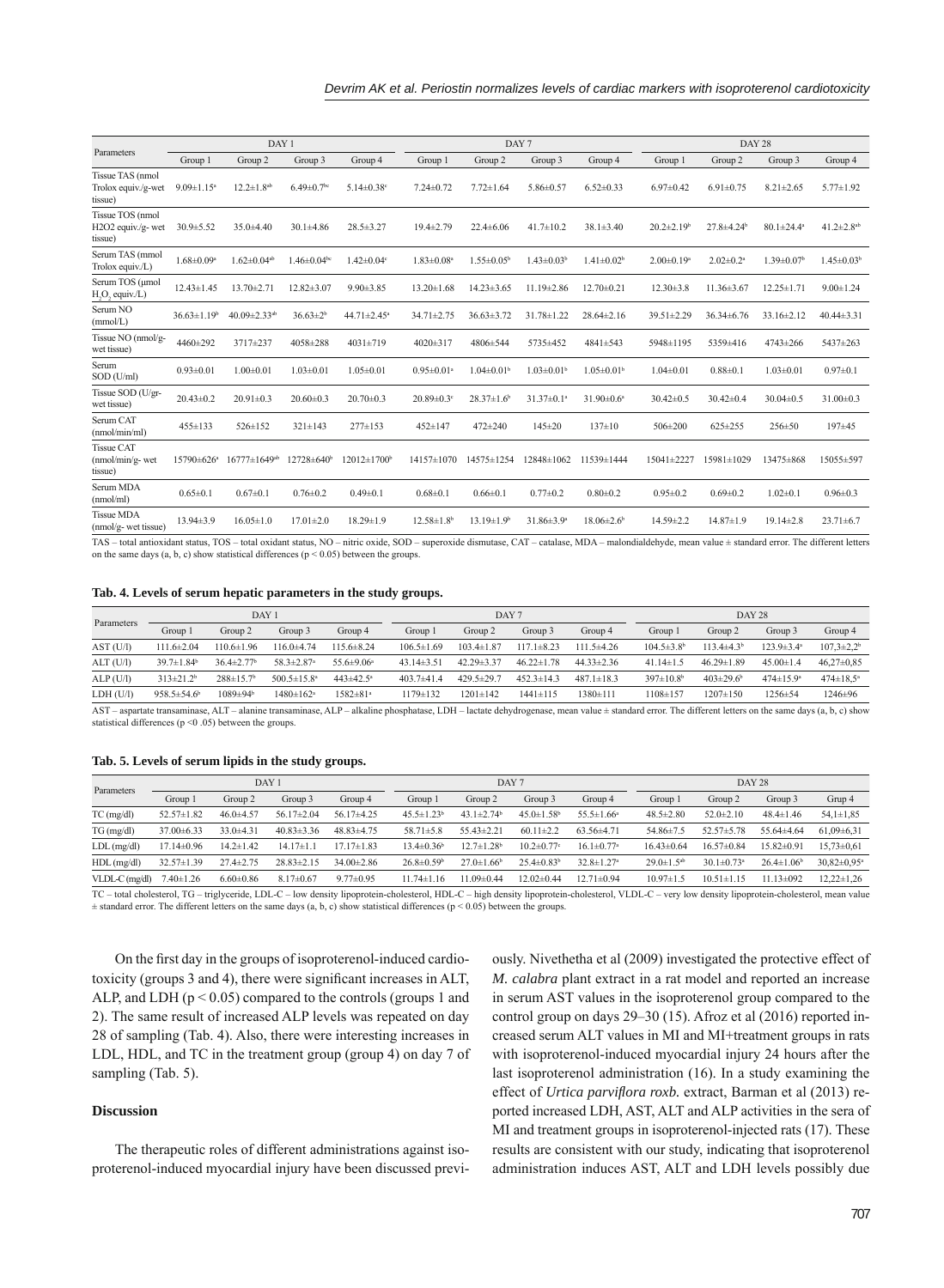| Parameters | DAY 1 | | | | DAY 7 | | | | DAY 28 | | | |
|---|---|---|---|---|---|---|---|---|---|---|---|---|
| | Group 1 | Group 2 | Group 3 | Group 4 | Group 1 | Group 2 | Group 3 | Group 4 | Group 1 | Group 2 | Group 3 | Group 4 |
| Tissue TAS (nmol Trolox equiv./g-wet tissue) | 9.09±1.15[a] | 12.2±1.8[ab] | 6.49±0.7[bc] | 5.14±0.38[c] | 7.24±0.72 | 7.72±1.64 | 5.86±0.57 | 6.52±0.33 | 6.97±0.42 | 6.91±0.75 | 8.21±2.65 | 5.77±1.92 |
| Tissue TOS (nmol H2O2 equiv./g- wet tissue) | 30.9±5.52 | 35.0±4.40 | 30.1±4.86 | 28.5±3.27 | 19.4±2.79 | 22.4±6.06 | 41.7±10.2 | 38.1±3.40 | 20.2±2.19[b] | 27.8±4.24[b] | 80.1±24.4[a] | 41.2±2.8[ab] |
| Serum TAS (mmol Trolox equiv./L) | 1.68±0.09[a] | 1.62±0.04[ab] | 1.46±0.04[bc] | 1.42±0.04[c] | 1.83±0.08[a] | 1.55±0.05[b] | 1.43±0.03[b] | 1.41±0.02[b] | 2.00±0.19[a] | 2.02±0.2[a] | 1.39±0.07[b] | 1.45±0.03[b] |
| Serum TOS (μmol $H_2O_2$ equiv./L) | 12.43±1.45 | 13.70±2.71 | 12.82±3.07 | 9.90±3.85 | 13.20±1.68 | 14.23±3.65 | 11.19±2.86 | 12.70±0.21 | 12.30±3.8 | 11.36±3.67 | 12.25±1.71 | 9.00±1.24 |
| Serum NO (mmol/L) | 36.63±1.19[b] | 40.09±2.33[ab] | 36.63±2[b] | 44.71±2.45[a] | 34.71±2.75 | 36.63±3.72 | 31.78±1.22 | 28.64±2.16 | 39.51±2.29 | 36.34±6.76 | 33.16±2.12 | 40.44±3.31 |
| Tissue NO (nmol/g-wet tissue) | 4460±292 | 3717±237 | 4058±288 | 4031±719 | 4020±317 | 4806±544 | 5735±452 | 4841±543 | 5948±1195 | 5359±416 | 4743±266 | 5437±263 |
| Serum SOD (U/ml) | 0.93±0.01 | 1.00±0.01 | 1.03±0.01 | 1.05±0.01 | 0.95±0.01[a] | 1.04±0.01[b] | 1.03±0.01[b] | 1.05±0.01[b] | 1.04±0.01 | 0.88±0.1 | 1.03±0.01 | 0.97±0.1 |
| Tissue SOD (U/gr-wet tissue) | 20.43±0.2 | 20.91±0.3 | 20.60±0.3 | 20.70±0.3 | 20.89±0.3[c] | 28.37±1.6[b] | 31.37±0.1[a] | 31.90±0.6[a] | 30.42±0.5 | 30.42±0.4 | 30.04±0.5 | 31.00±0.3 |
| Serum CAT (nmol/min/ml) | 455±133 | 526±152 | 321±143 | 277±153 | 452±147 | 472±240 | 145±20 | 137±10 | 506±200 | 625±255 | 256±50 | 197±45 |
| Tissue CAT (nmol/min/g- wet tissue) | 15790±626[a] | 16777±1649[ab] | 12728±640[b] | 12012±1700[b] | 14157±1070 | 14575±1254 | 12848±1062 | 11539±1444 | 15041±2227 | 15981±1029 | 13475±868 | 15055±597 |
| Serum MDA (nmol/ml) | 0.65±0.1 | 0.67±0.1 | 0.76±0.2 | 0.49±0.1 | 0.68±0.1 | 0.66±0.1 | 0.77±0.2 | 0.80±0.2 | 0.95±0.2 | 0.69±0.2 | 1.02±0.1 | 0.96±0.3 |
| Tissue MDA (nmol/g- wet tissue) | 13.94±3.9 | 16.05±1.0 | 17.01±2.0 | 18.29±1.9 | 12.58±1.8[b] | 13.19±1.9[b] | 31.86±3.9[a] | 18.06±2.6[b] | 14.59±2.2 | 14.87±1.9 | 19.14±2.8 | 23.71±6.7 |

TAS – total antioxidant status, TOS – total oxidant status, NO – nitric oxide, SOD – superoxide dismutase, CAT – catalase, MDA – malondialdehyde, mean value ± standard error. The different letters on the same days (a, b, c) show statistical differences ($p < 0.05$) between the groups.

**Tab. 4. Levels of serum hepatic parameters in the study groups.**

| Parameters | DAY 1 | | | | DAY 7 | | | | DAY 28 | | | |
|---|---|---|---|---|---|---|---|---|---|---|---|---|
| | Group 1 | Group 2 | Group 3 | Group 4 | Group 1 | Group 2 | Group 3 | Group 4 | Group 1 | Group 2 | Group 3 | Group 4 |
| AST (U/l) | 111.6±2.04 | 110.6±1.96 | 116.0±4.74 | 115.6±8.24 | 106.5±1.69 | 103.4±1.87 | 117.1±8.23 | 111.5±4.26 | 104.5±3.8[b] | 113.4±4.3[b] | 123.9±3.4[a] | 107,3±2,2[b] |
| ALT (U/l) | 39.7±1.84[b] | 36.4±2.77[b] | 58.3±2.87[a] | 55.6±9.06[a] | 43.14±3.51 | 42.29±3.37 | 46.22±1.78 | 44.33±2.36 | 41.14±1.5 | 46.29±1.89 | 45.00±1.4 | 46,27±0,85 |
| ALP (U/l) | 313±21.2[b] | 288±15.7[b] | 500.5±15.8[a] | 443±42.5[a] | 403.7±41.4 | 429.5±29.7 | 452.3±14.3 | 487.1±18.3 | 397±10.8[b] | 403±29.6[b] | 474±15.9[a] | 474±18,5[a] |
| LDH (U/l) | 958.5±54.6[b] | 1089±94[b] | 1480±162[a] | 1582±81[a] | 1179±132 | 1201±142 | 1441±115 | 1380±111 | 1108±157 | 1207±150 | 1256±54 | 1246±96 |

AST – aspartate transaminase, ALT – alanine transaminase, ALP – alkaline phosphatase, LDH – lactate dehydrogenase, mean value ± standard error. The different letters on the same days (a, b, c) show statistical differences ($p < 0.05$) between the groups.

**Tab. 5. Levels of serum lipids in the study groups.**

| Parameters | DAY 1 | | | | DAY 7 | | | | DAY 28 | | | |
|---|---|---|---|---|---|---|---|---|---|---|---|---|
| | Group 1 | Group 2 | Group 3 | Group 4 | Group 1 | Group 2 | Group 3 | Group 4 | Group 1 | Group 2 | Group 3 | Grup 4 |
| TC (mg/dl) | 52.57±1.82 | 46.0±4.57 | 56.17±2.04 | 56.17±4.25 | 45.5±1.23[b] | 43.1±2.74[b] | 45.0±1.58[b] | 55.5±1.66[a] | 48.5±2.80 | 52.0±2.10 | 48.4±1.46 | 54,1±1,85 |
| TG (mg/dl) | 37.00±6.33 | 33.0±4.31 | 40.83±3.36 | 48.83±4.75 | 58.71±5.8 | 55.43±2.21 | 60.11±2.2 | 63.56±4.71 | 54.86±7.5 | 52.57±5.78 | 55.64±4.64 | 61,09±6,31 |
| LDL (mg/dl) | 17.14±0.96 | 14.2±1.42 | 14.17±1.1 | 17.17±1.83 | 13.4±0.36[b] | 12.7±1.28[b] | 10.2±0.77[c] | 16.1±0.77[a] | 16.43±0.64 | 16.57±0.84 | 15.82±0.91 | 15,73±0,61 |
| HDL (mg/dl) | 32.57±1.39 | 27.4±2.75 | 28.83±2.15 | 34.00±2.86 | 26.8±0.59[b] | 27.0±1.66[b] | 25.4±0.83[b] | 32.8±1.27[a] | 29.0±1.5[ab] | 30.1±0.73[a] | 26.4±1.06[b] | 30,82±0,95[a] |
| VLDL-C (mg/dl) | 7.40±1.26 | 6.60±0.86 | 8.17±0.67 | 9.77±0.95 | 11.74±1.16 | 11.09±0.44 | 12.02±0.44 | 12.71±0.94 | 10.97±1.5 | 10.51±1.15 | 11.13±092 | 12,22±1,26 |

TC – total cholesterol, TG – triglyceride, LDL-C – low density lipoprotein-cholesterol, HDL-C – high density lipoprotein-cholesterol, VLDL-C – very low density lipoprotein-cholesterol, mean value ± standard error. The different letters on the same days (a, b, c) show statistical differences ($p < 0.05$) between the groups.

On the first day in the groups of isoproterenol-induced cardiotoxicity (groups 3 and 4), there were significant increases in ALT, ALP, and LDH ($p < 0.05$) compared to the controls (groups 1 and 2). The same result of increased ALP levels was repeated on day 28 of sampling (Tab. 4). Also, there were interesting increases in LDL, HDL, and TC in the treatment group (group 4) on day 7 of sampling (Tab. 5).

## Discussion

The therapeutic roles of different administrations against isoproterenol-induced myocardial injury have been discussed previously. Nivethetha et al (2009) investigated the protective effect of *M. calabra* plant extract in a rat model and reported an increase in serum AST values in the isoproterenol group compared to the control group on days 29–30 (15). Afroz et al (2016) reported increased serum ALT values in MI and MI+treatment groups in rats with isoproterenol-induced myocardial injury 24 hours after the last isoproterenol administration (16). In a study examining the effect of *Urtica parviflora roxb.* extract, Barman et al (2013) reported increased LDH, AST, ALT and ALP activities in the sera of MI and treatment groups in isoproterenol-injected rats (17). These results are consistent with our study, indicating that isoproterenol administration induces AST, ALT and LDH levels possibly due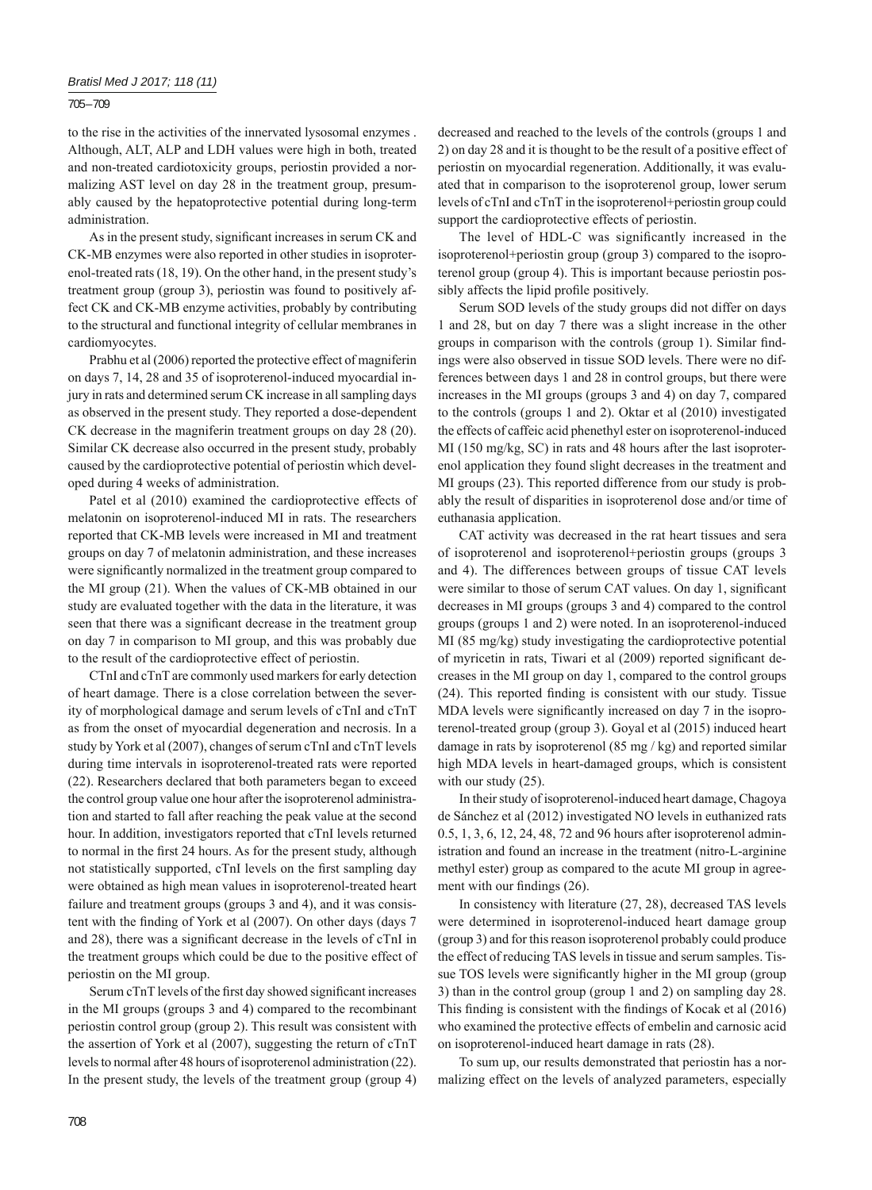to the rise in the activities of the innervated lysosomal enzymes . Although, ALT, ALP and LDH values were high in both, treated and non-treated cardiotoxicity groups, periostin provided a normalizing AST level on day 28 in the treatment group, presumably caused by the hepatoprotective potential during long-term administration.

As in the present study, significant increases in serum CK and CK-MB enzymes were also reported in other studies in isoproterenol-treated rats (18, 19). On the other hand, in the present study's treatment group (group 3), periostin was found to positively affect CK and CK-MB enzyme activities, probably by contributing to the structural and functional integrity of cellular membranes in cardiomyocytes.

Prabhu et al (2006) reported the protective effect of magniferin on days 7, 14, 28 and 35 of isoproterenol-induced myocardial injury in rats and determined serum CK increase in all sampling days as observed in the present study. They reported a dose-dependent CK decrease in the magniferin treatment groups on day 28 (20). Similar CK decrease also occurred in the present study, probably caused by the cardioprotective potential of periostin which developed during 4 weeks of administration.

Patel et al (2010) examined the cardioprotective effects of melatonin on isoproterenol-induced MI in rats. The researchers reported that CK-MB levels were increased in MI and treatment groups on day 7 of melatonin administration, and these increases were significantly normalized in the treatment group compared to the MI group (21). When the values of CK-MB obtained in our study are evaluated together with the data in the literature, it was seen that there was a significant decrease in the treatment group on day 7 in comparison to MI group, and this was probably due to the result of the cardioprotective effect of periostin.

CTnI and cTnT are commonly used markers for early detection of heart damage. There is a close correlation between the severity of morphological damage and serum levels of cTnI and cTnT as from the onset of myocardial degeneration and necrosis. In a study by York et al (2007), changes of serum cTnI and cTnT levels during time intervals in isoproterenol-treated rats were reported (22). Researchers declared that both parameters began to exceed the control group value one hour after the isoproterenol administration and started to fall after reaching the peak value at the second hour. In addition, investigators reported that cTnI levels returned to normal in the first 24 hours. As for the present study, although not statistically supported, cTnI levels on the first sampling day were obtained as high mean values in isoproterenol-treated heart failure and treatment groups (groups 3 and 4), and it was consistent with the finding of York et al (2007). On other days (days 7 and 28), there was a significant decrease in the levels of cTnI in the treatment groups which could be due to the positive effect of periostin on the MI group.

Serum cTnT levels of the first day showed significant increases in the MI groups (groups 3 and 4) compared to the recombinant periostin control group (group 2). This result was consistent with the assertion of York et al (2007), suggesting the return of cTnT levels to normal after 48 hours of isoproterenol administration (22). In the present study, the levels of the treatment group (group 4) decreased and reached to the levels of the controls (groups 1 and 2) on day 28 and it is thought to be the result of a positive effect of periostin on myocardial regeneration. Additionally, it was evaluated that in comparison to the isoproterenol group, lower serum levels of cTnI and cTnT in the isoproterenol+periostin group could support the cardioprotective effects of periostin.

The level of HDL-C was significantly increased in the isoproterenol+periostin group (group 3) compared to the isoproterenol group (group 4). This is important because periostin possibly affects the lipid profile positively.

Serum SOD levels of the study groups did not differ on days 1 and 28, but on day 7 there was a slight increase in the other groups in comparison with the controls (group 1). Similar findings were also observed in tissue SOD levels. There were no differences between days 1 and 28 in control groups, but there were increases in the MI groups (groups 3 and 4) on day 7, compared to the controls (groups 1 and 2). Oktar et al (2010) investigated the effects of caffeic acid phenethyl ester on isoproterenol-induced MI (150 mg/kg, SC) in rats and 48 hours after the last isoproterenol application they found slight decreases in the treatment and MI groups (23). This reported difference from our study is probably the result of disparities in isoproterenol dose and/or time of euthanasia application.

CAT activity was decreased in the rat heart tissues and sera of isoproterenol and isoproterenol+periostin groups (groups 3 and 4). The differences between groups of tissue CAT levels were similar to those of serum CAT values. On day 1, significant decreases in MI groups (groups 3 and 4) compared to the control groups (groups 1 and 2) were noted. In an isoproterenol-induced MI (85 mg/kg) study investigating the cardioprotective potential of myricetin in rats, Tiwari et al (2009) reported significant decreases in the MI group on day 1, compared to the control groups (24). This reported finding is consistent with our study. Tissue MDA levels were significantly increased on day 7 in the isoproterenol-treated group (group 3). Goyal et al (2015) induced heart damage in rats by isoproterenol (85 mg / kg) and reported similar high MDA levels in heart-damaged groups, which is consistent with our study (25).

In their study of isoproterenol-induced heart damage, Chagoya de Sánchez et al (2012) investigated NO levels in euthanized rats 0.5, 1, 3, 6, 12, 24, 48, 72 and 96 hours after isoproterenol administration and found an increase in the treatment (nitro-L-arginine methyl ester) group as compared to the acute MI group in agreement with our findings (26).

In consistency with literature (27, 28), decreased TAS levels were determined in isoproterenol-induced heart damage group (group 3) and for this reason isoproterenol probably could produce the effect of reducing TAS levels in tissue and serum samples. Tissue TOS levels were significantly higher in the MI group (group 3) than in the control group (group 1 and 2) on sampling day 28. This finding is consistent with the findings of Kocak et al (2016) who examined the protective effects of embelin and carnosic acid on isoproterenol-induced heart damage in rats (28).

To sum up, our results demonstrated that periostin has a normalizing effect on the levels of analyzed parameters, especially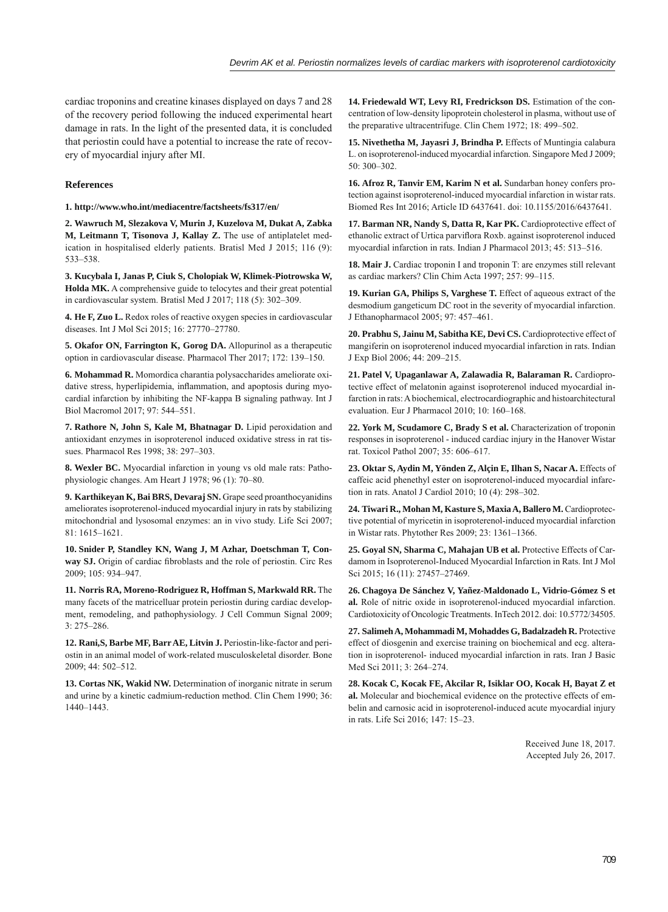cardiac troponins and creatine kinases displayed on days 7 and 28 of the recovery period following the induced experimental heart damage in rats. In the light of the presented data, it is concluded that periostin could have a potential to increase the rate of recovery of myocardial injury after MI.

## References

**1. http://www.who.int/mediacentre/factsheets/fs317/en/**

**2. Wawruch M, Slezakova V, Murin J, Kuzelova M, Dukat A, Zabka M, Leitmann T, Tisonova J, Kallay Z.** The use of antiplatelet medication in hospitalised elderly patients. Bratisl Med J 2015; 116 (9): 533–538.

**3. Kucybala I, Janas P, Ciuk S, Cholopiak W, Klimek-Piotrowska W, Holda MK.** A comprehensive guide to telocytes and their great potential in cardiovascular system. Bratisl Med J 2017; 118 (5): 302–309.

**4. He F, Zuo L.** Redox roles of reactive oxygen species in cardiovascular diseases. Int J Mol Sci 2015; 16: 27770–27780.

**5. Okafor ON, Farrington K, Gorog DA.** Allopurinol as a therapeutic option in cardiovascular disease. Pharmacol Ther 2017; 172: 139–150.

**6. Mohammad R.** Momordica charantia polysaccharides ameliorate oxidative stress, hyperlipidemia, inflammation, and apoptosis during myocardial infarction by inhibiting the NF-kappa B signaling pathway. Int J Biol Macromol 2017; 97: 544–551.

**7. Rathore N, John S, Kale M, Bhatnagar D.** Lipid peroxidation and antioxidant enzymes in isoproterenol induced oxidative stress in rat tissues. Pharmacol Res 1998; 38: 297–303.

**8. Wexler BC.** Myocardial infarction in young vs old male rats: Pathophysiologic changes. Am Heart J 1978; 96 (1): 70–80.

**9. Karthikeyan K, Bai BRS, Devaraj SN.** Grape seed proanthocyanidins ameliorates isoproterenol-induced myocardial injury in rats by stabilizing mitochondrial and lysosomal enzymes: an in vivo study. Life Sci 2007; 81: 1615–1621.

**10. Snider P, Standley KN, Wang J, M Azhar, Doetschman T, Conway SJ.** Origin of cardiac fibroblasts and the role of periostin. Circ Res 2009; 105: 934–947.

**11. Norris RA, Moreno-Rodriguez R, Hoffman S, Markwald RR.** The many facets of the matricelluar protein periostin during cardiac development, remodeling, and pathophysiology. J Cell Commun Signal 2009; 3: 275–286.

**12. Rani,S, Barbe MF, Barr AE, Litvin J.** Periostin-like-factor and periostin in an animal model of work-related musculoskeletal disorder. Bone 2009; 44: 502–512.

**13. Cortas NK, Wakid NW.** Determination of inorganic nitrate in serum and urine by a kinetic cadmium-reduction method. Clin Chem 1990; 36: 1440–1443.

**14. Friedewald WT, Levy RI, Fredrickson DS.** Estimation of the concentration of low-density lipoprotein cholesterol in plasma, without use of the preparative ultracentrifuge. Clin Chem 1972; 18: 499–502.

**15. Nivethetha M, Jayasri J, Brindha P.** Effects of Muntingia calabura L. on isoproterenol-induced myocardial infarction. Singapore Med J 2009; 50: 300–302.

**16. Afroz R, Tanvir EM, Karim N et al.** Sundarban honey confers protection against isoproterenol-induced myocardial infarction in wistar rats. Biomed Res Int 2016; Article ID 6437641. doi: 10.1155/2016/6437641.

**17. Barman NR, Nandy S, Datta R, Kar PK.** Cardioprotective effect of ethanolic extract of Urtica parviflora Roxb. against isoproterenol induced myocardial infarction in rats. Indian J Pharmacol 2013; 45: 513–516.

**18. Mair J.** Cardiac troponin I and troponin T: are enzymes still relevant as cardiac markers? Clin Chim Acta 1997; 257: 99–115.

**19. Kurian GA, Philips S, Varghese T.** Effect of aqueous extract of the desmodium gangeticum DC root in the severity of myocardial infarction. J Ethanopharmacol 2005; 97: 457–461.

**20. Prabhu S, Jainu M, Sabitha KE, Devi CS.** Cardioprotective effect of mangiferin on isoproterenol induced myocardial infarction in rats. Indian J Exp Biol 2006; 44: 209–215.

**21. Patel V, Upaganlawar A, Zalawadia R, Balaraman R.** Cardioprotective effect of melatonin against isoproterenol induced myocardial infarction in rats: A biochemical, electrocardiographic and histoarchitectural evaluation. Eur J Pharmacol 2010; 10: 160–168.

**22. York M, Scudamore C, Brady S et al.** Characterization of troponin responses in isoproterenol - induced cardiac injury in the Hanover Wistar rat. Toxicol Pathol 2007; 35: 606–617.

**23. Oktar S, Aydin M, Yönden Z, Alçin E, Ilhan S, Nacar A.** Effects of caffeic acid phenethyl ester on isoproterenol-induced myocardial infarction in rats. Anatol J Cardiol 2010; 10 (4): 298–302.

**24. Tiwari R., Mohan M, Kasture S, Maxia A, Ballero M.** Cardioprotective potential of myricetin in isoproterenol-induced myocardial infarction in Wistar rats. Phytother Res 2009; 23: 1361–1366.

**25. Goyal SN, Sharma C, Mahajan UB et al.** Protective Effects of Cardamom in Isoproterenol-Induced Myocardial Infarction in Rats. Int J Mol Sci 2015; 16 (11): 27457–27469.

**26. Chagoya De Sánchez V, Yañez-Maldonado L, Vidrio-Gómez S et al.** Role of nitric oxide in isoproterenol-induced myocardial infarction. Cardiotoxicity of Oncologic Treatments. InTech 2012. doi: 10.5772/34505.

**27. Salimeh A, Mohammadi M, Mohaddes G, Badalzadeh R.** Protective effect of diosgenin and exercise training on biochemical and ecg. alteration in isoproterenol- induced myocardial infarction in rats. Iran J Basic Med Sci 2011; 3: 264–274.

**28. Kocak C, Kocak FE, Akcilar R, Isiklar OO, Kocak H, Bayat Z et al.** Molecular and biochemical evidence on the protective effects of embelin and carnosic acid in isoproterenol-induced acute myocardial injury in rats. Life Sci 2016; 147: 15–23.

Received June 18, 2017.
Accepted July 26, 2017.